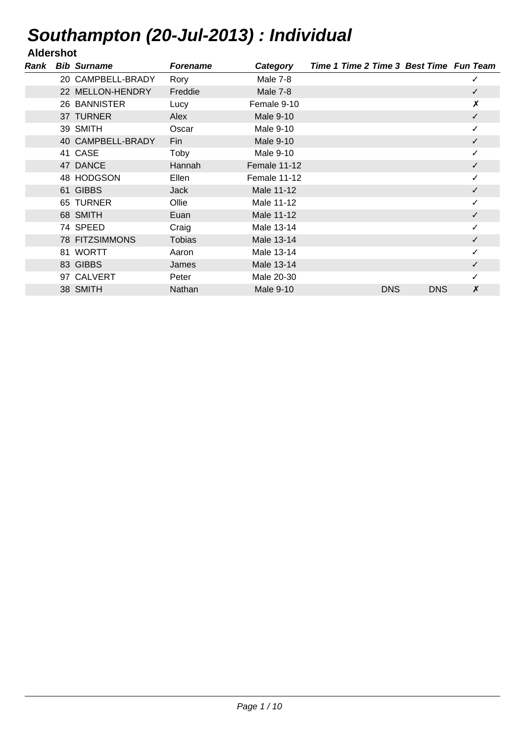# Southampton (20-Jul-2013) : Individual

## Aldershot

| Rank | Bib | Surname | Forename | Category | Time 1 | Time 2 | Time 3 | Best Time | Fun Team |
|---|---|---|---|---|---|---|---|---|---|
| | 20 | CAMPBELL-BRADY | Rory | Male 7-8 | | | | | ✓ |
| | 22 | MELLON-HENDRY | Freddie | Male 7-8 | | | | | ✓ |
| | 26 | BANNISTER | Lucy | Female 9-10 | | | | | ✗ |
| | 37 | TURNER | Alex | Male 9-10 | | | | | ✓ |
| | 39 | SMITH | Oscar | Male 9-10 | | | | | ✓ |
| | 40 | CAMPBELL-BRADY | Fin | Male 9-10 | | | | | ✓ |
| | 41 | CASE | Toby | Male 9-10 | | | | | ✓ |
| | 47 | DANCE | Hannah | Female 11-12 | | | | | ✓ |
| | 48 | HODGSON | Ellen | Female 11-12 | | | | | ✓ |
| | 61 | GIBBS | Jack | Male 11-12 | | | | | ✓ |
| | 65 | TURNER | Ollie | Male 11-12 | | | | | ✓ |
| | 68 | SMITH | Euan | Male 11-12 | | | | | ✓ |
| | 74 | SPEED | Craig | Male 13-14 | | | | | ✓ |
| | 78 | FITZSIMMONS | Tobias | Male 13-14 | | | | | ✓ |
| | 81 | WORTT | Aaron | Male 13-14 | | | | | ✓ |
| | 83 | GIBBS | James | Male 13-14 | | | | | ✓ |
| | 97 | CALVERT | Peter | Male 20-30 | | | | | ✓ |
| | 38 | SMITH | Nathan | Male 9-10 | | | DNS | DNS | ✗ |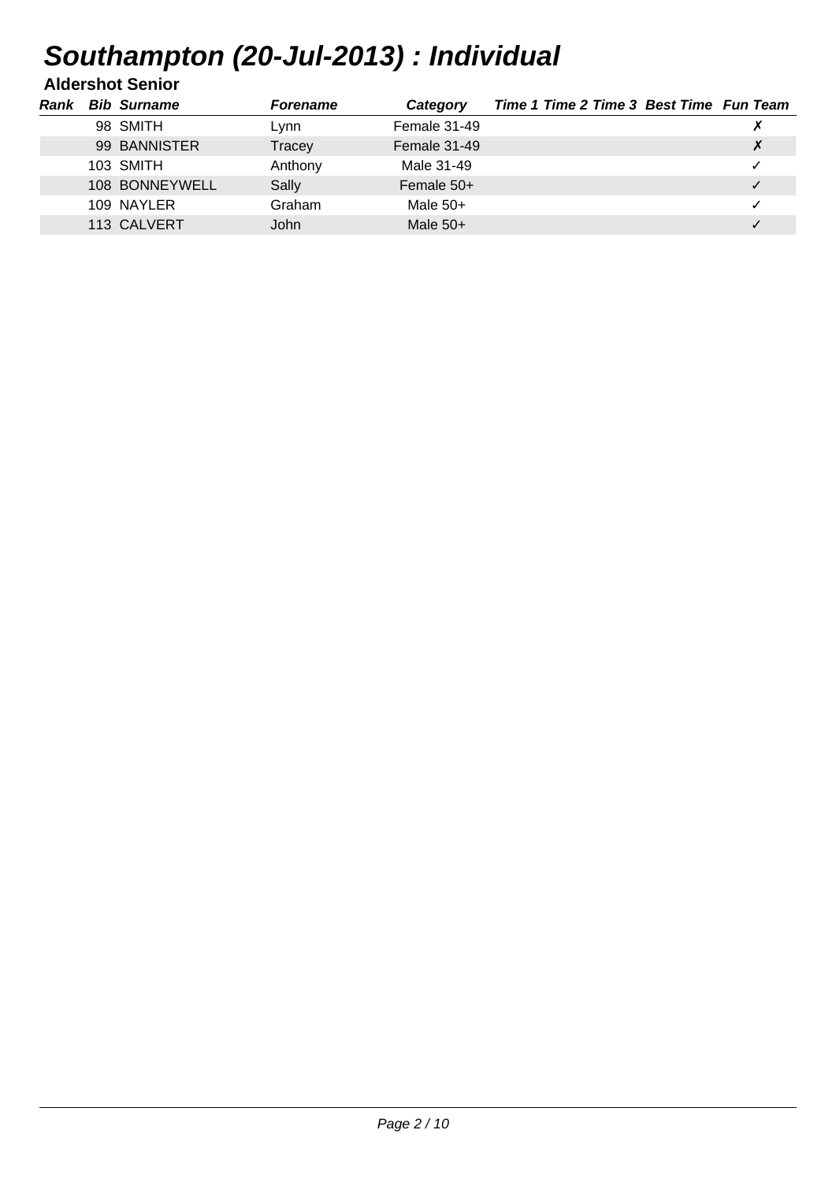# Southampton (20-Jul-2013) : Individual

### Aldershot Senior

| Rank | Bib | Surname | Forename | Category | Time 1 | Time 2 | Time 3 | Best Time | Fun Team |
|---|---|---|---|---|---|---|---|---|---|
| | 98 | SMITH | Lynn | Female 31-49 | | | | | ✗ |
| | 99 | BANNISTER | Tracey | Female 31-49 | | | | | ✗ |
| | 103 | SMITH | Anthony | Male 31-49 | | | | | ✓ |
| | 108 | BONNEYWELL | Sally | Female 50+ | | | | | ✓ |
| | 109 | NAYLER | Graham | Male 50+ | | | | | ✓ |
| | 113 | CALVERT | John | Male 50+ | | | | | ✓ |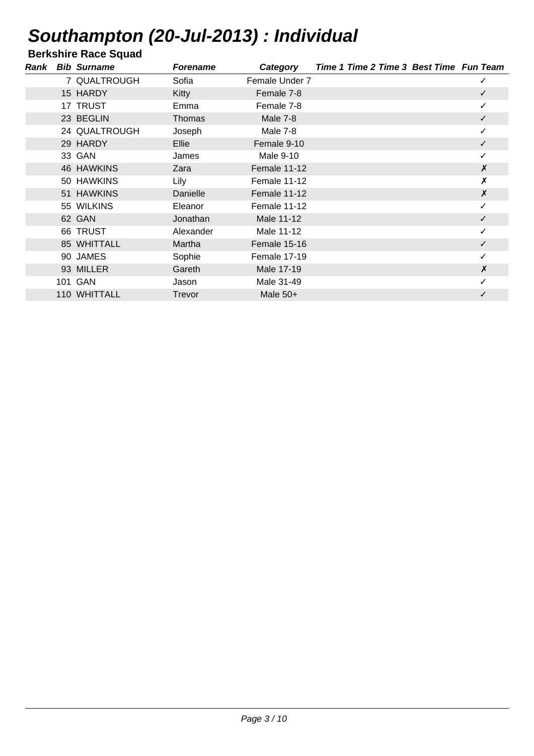# Southampton (20-Jul-2013) : Individual

## Berkshire Race Squad

| Rank | Bib | Surname | Forename | Category | Time 1 | Time 2 | Time 3 | Best Time | Fun Team |
|---|---|---|---|---|---|---|---|---|---|
| | 7 | QUALTROUGH | Sofia | Female Under 7 | | | | | ✓ |
| | 15 | HARDY | Kitty | Female 7-8 | | | | | ✓ |
| | 17 | TRUST | Emma | Female 7-8 | | | | | ✓ |
| | 23 | BEGLIN | Thomas | Male 7-8 | | | | | ✓ |
| | 24 | QUALTROUGH | Joseph | Male 7-8 | | | | | ✓ |
| | 29 | HARDY | Ellie | Female 9-10 | | | | | ✓ |
| | 33 | GAN | James | Male 9-10 | | | | | ✓ |
| | 46 | HAWKINS | Zara | Female 11-12 | | | | | ✗ |
| | 50 | HAWKINS | Lily | Female 11-12 | | | | | ✗ |
| | 51 | HAWKINS | Danielle | Female 11-12 | | | | | ✗ |
| | 55 | WILKINS | Eleanor | Female 11-12 | | | | | ✓ |
| | 62 | GAN | Jonathan | Male 11-12 | | | | | ✓ |
| | 66 | TRUST | Alexander | Male 11-12 | | | | | ✓ |
| | 85 | WHITTALL | Martha | Female 15-16 | | | | | ✓ |
| | 90 | JAMES | Sophie | Female 17-19 | | | | | ✓ |
| | 93 | MILLER | Gareth | Male 17-19 | | | | | ✗ |
| | 101 | GAN | Jason | Male 31-49 | | | | | ✓ |
| | 110 | WHITTALL | Trevor | Male 50+ | | | | | ✓ |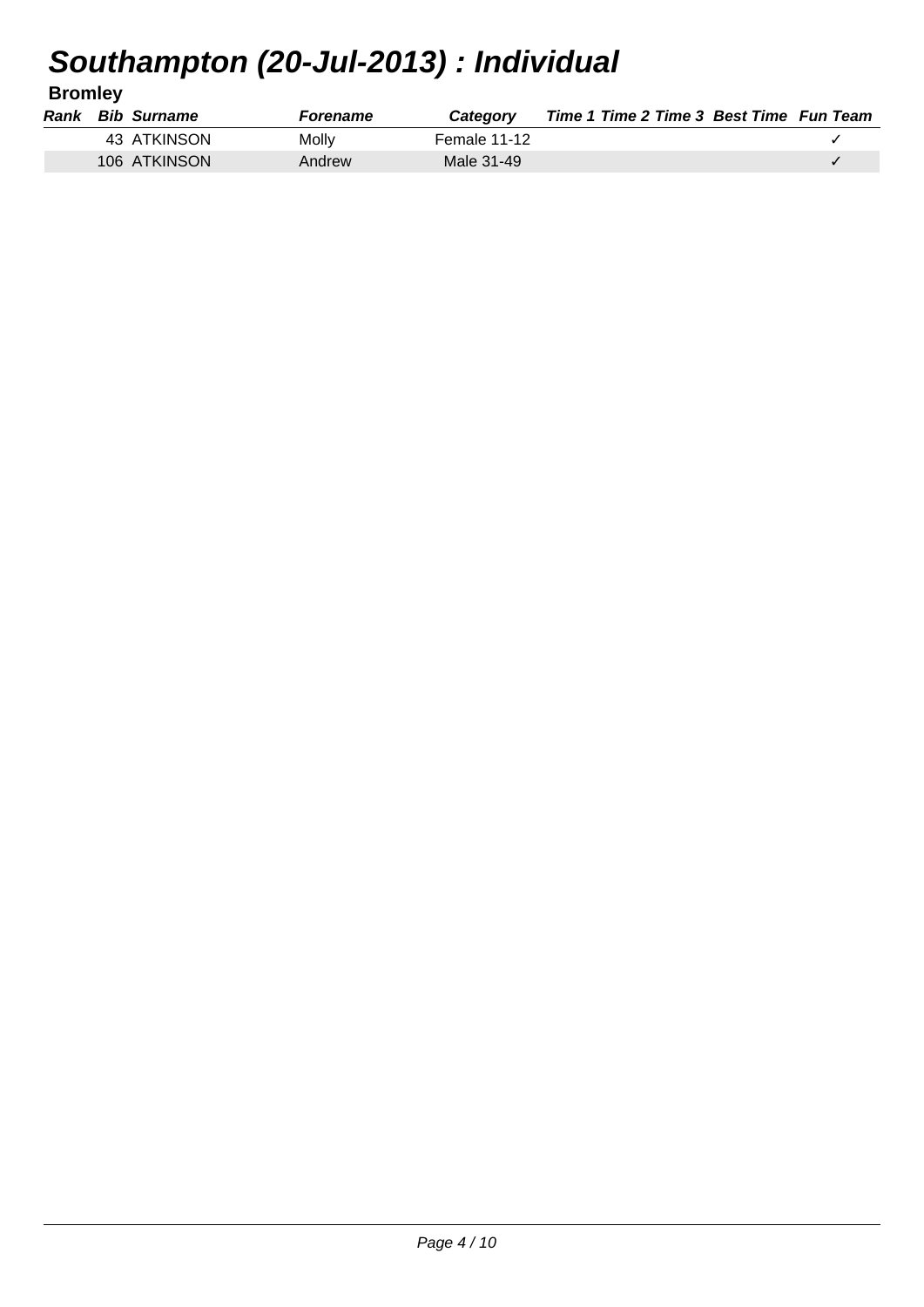# Southampton (20-Jul-2013) : Individual

## Bromley

| Rank | Bib | Surname | Forename | Category | Time 1 | Time 2 | Time 3 | Best Time | Fun Team |
|---|---|---|---|---|---|---|---|---|---|
| | 43 | ATKINSON | Molly | Female 11-12 | | | | | ✓ |
| | 106 | ATKINSON | Andrew | Male 31-49 | | | | | ✓ |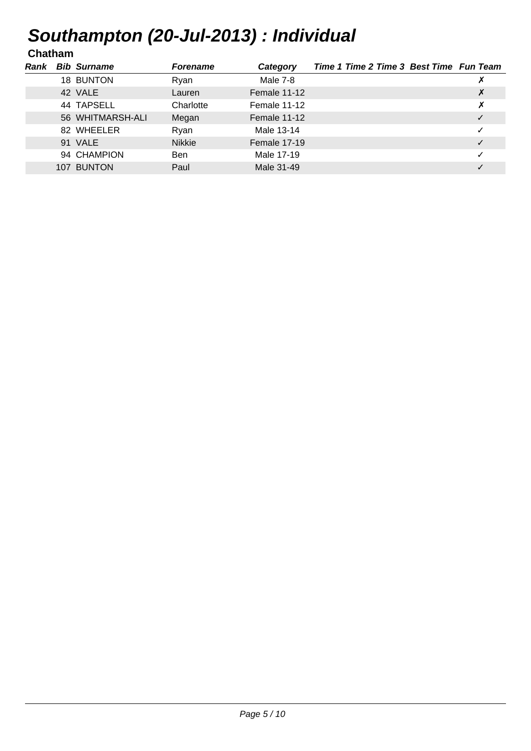# *Southampton (20-Jul-2013) : Individual*

## Chatham

| *Rank* | *Bib* | *Surname* | *Forename* | *Category* | *Time 1* | *Time 2* | *Time 3* | *Best Time* | *Fun Team* |
|---|---|---|---|---|---|---|---|---|---|
| | 18 | BUNTON | Ryan | Male 7-8 | | | | | ✗ |
| | 42 | VALE | Lauren | Female 11-12 | | | | | ✗ |
| | 44 | TAPSELL | Charlotte | Female 11-12 | | | | | ✗ |
| | 56 | WHITMARSH-ALI | Megan | Female 11-12 | | | | | ✓ |
| | 82 | WHEELER | Ryan | Male 13-14 | | | | | ✓ |
| | 91 | VALE | Nikkie | Female 17-19 | | | | | ✓ |
| | 94 | CHAMPION | Ben | Male 17-19 | | | | | ✓ |
| | 107 | BUNTON | Paul | Male 31-49 | | | | | ✓ |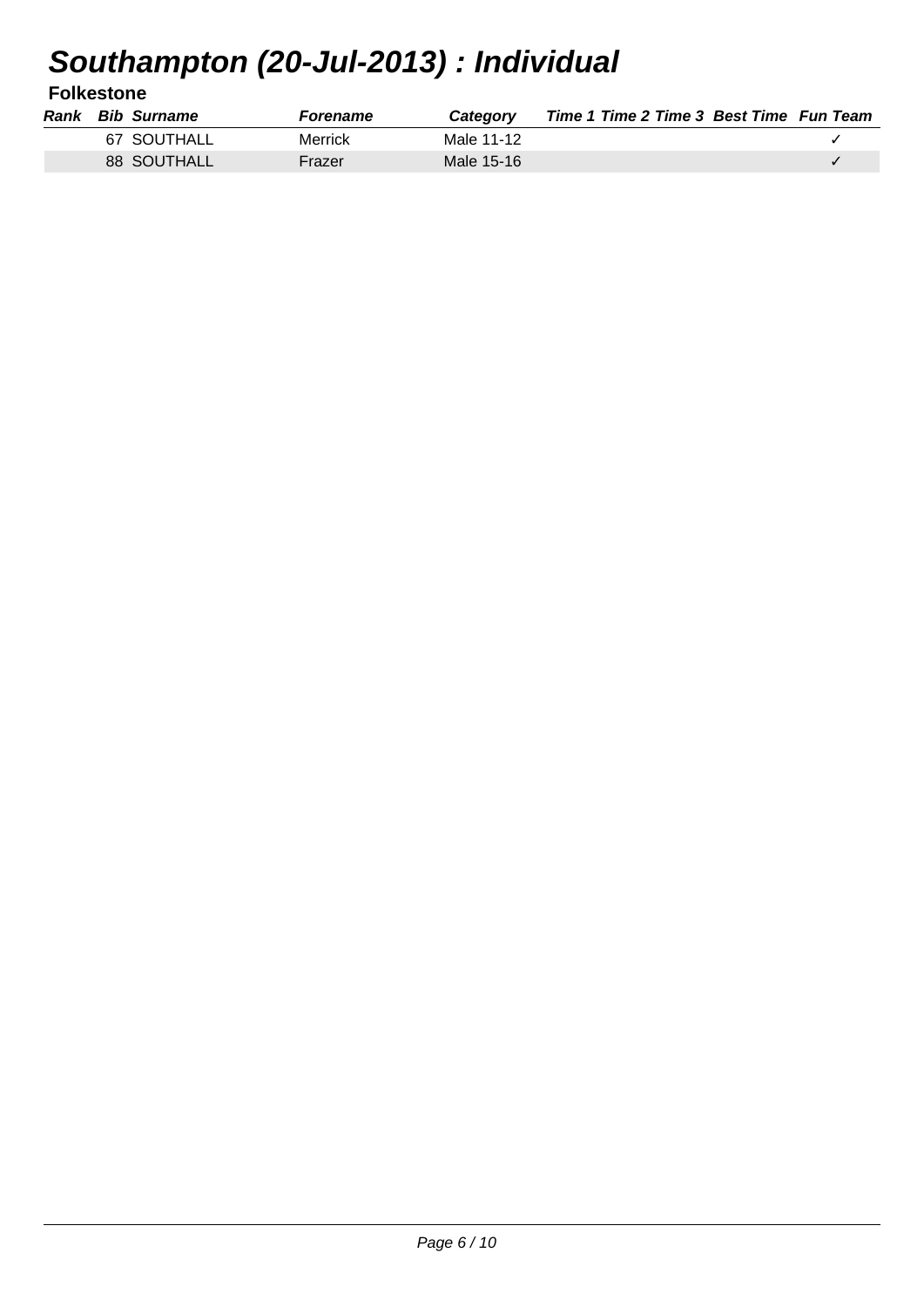# Southampton (20-Jul-2013) : Individual

## Folkestone

| Rank | Bib | Surname | Forename | Category | Time 1 | Time 2 | Time 3 | Best Time | Fun Team |
|---|---|---|---|---|---|---|---|---|---|
| | 67 | SOUTHALL | Merrick | Male 11-12 | | | | | ✓ |
| | 88 | SOUTHALL | Frazer | Male 15-16 | | | | | ✓ |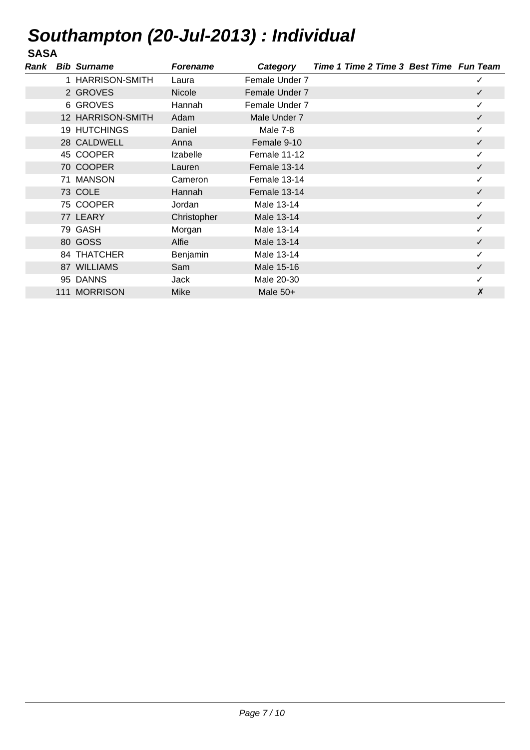# Southampton (20-Jul-2013) : Individual

## SASA

| Rank | Bib | Surname | Forename | Category | Time 1 | Time 2 | Time 3 | Best Time | Fun Team |
|---|---|---|---|---|---|---|---|---|---|
| | 1 | HARRISON-SMITH | Laura | Female Under 7 | | | | | ✓ |
| | 2 | GROVES | Nicole | Female Under 7 | | | | | ✓ |
| | 6 | GROVES | Hannah | Female Under 7 | | | | | ✓ |
| | 12 | HARRISON-SMITH | Adam | Male Under 7 | | | | | ✓ |
| | 19 | HUTCHINGS | Daniel | Male 7-8 | | | | | ✓ |
| | 28 | CALDWELL | Anna | Female 9-10 | | | | | ✓ |
| | 45 | COOPER | Izabelle | Female 11-12 | | | | | ✓ |
| | 70 | COOPER | Lauren | Female 13-14 | | | | | ✓ |
| | 71 | MANSON | Cameron | Female 13-14 | | | | | ✓ |
| | 73 | COLE | Hannah | Female 13-14 | | | | | ✓ |
| | 75 | COOPER | Jordan | Male 13-14 | | | | | ✓ |
| | 77 | LEARY | Christopher | Male 13-14 | | | | | ✓ |
| | 79 | GASH | Morgan | Male 13-14 | | | | | ✓ |
| | 80 | GOSS | Alfie | Male 13-14 | | | | | ✓ |
| | 84 | THATCHER | Benjamin | Male 13-14 | | | | | ✓ |
| | 87 | WILLIAMS | Sam | Male 15-16 | | | | | ✓ |
| | 95 | DANNS | Jack | Male 20-30 | | | | | ✓ |
| | 111 | MORRISON | Mike | Male 50+ | | | | | ✗ |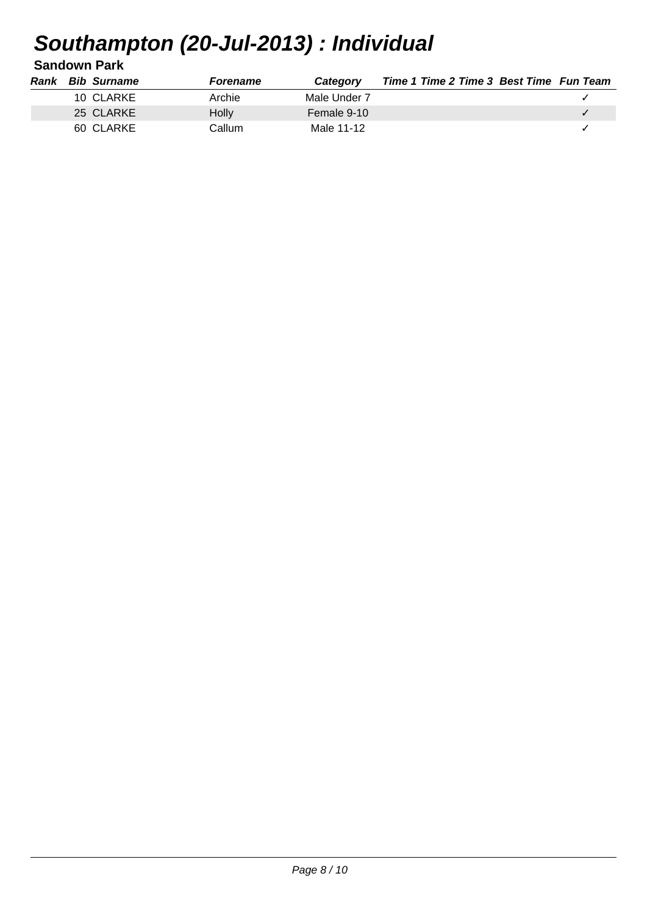# Southampton (20-Jul-2013) : Individual

## Sandown Park

| Rank | Bib | Surname | Forename | Category | Time 1 | Time 2 | Time 3 | Best Time | Fun Team |
|---|---|---|---|---|---|---|---|---|---|
| | 10 | CLARKE | Archie | Male Under 7 | | | | | ✓ |
| | 25 | CLARKE | Holly | Female 9-10 | | | | | ✓ |
| | 60 | CLARKE | Callum | Male 11-12 | | | | | ✓ |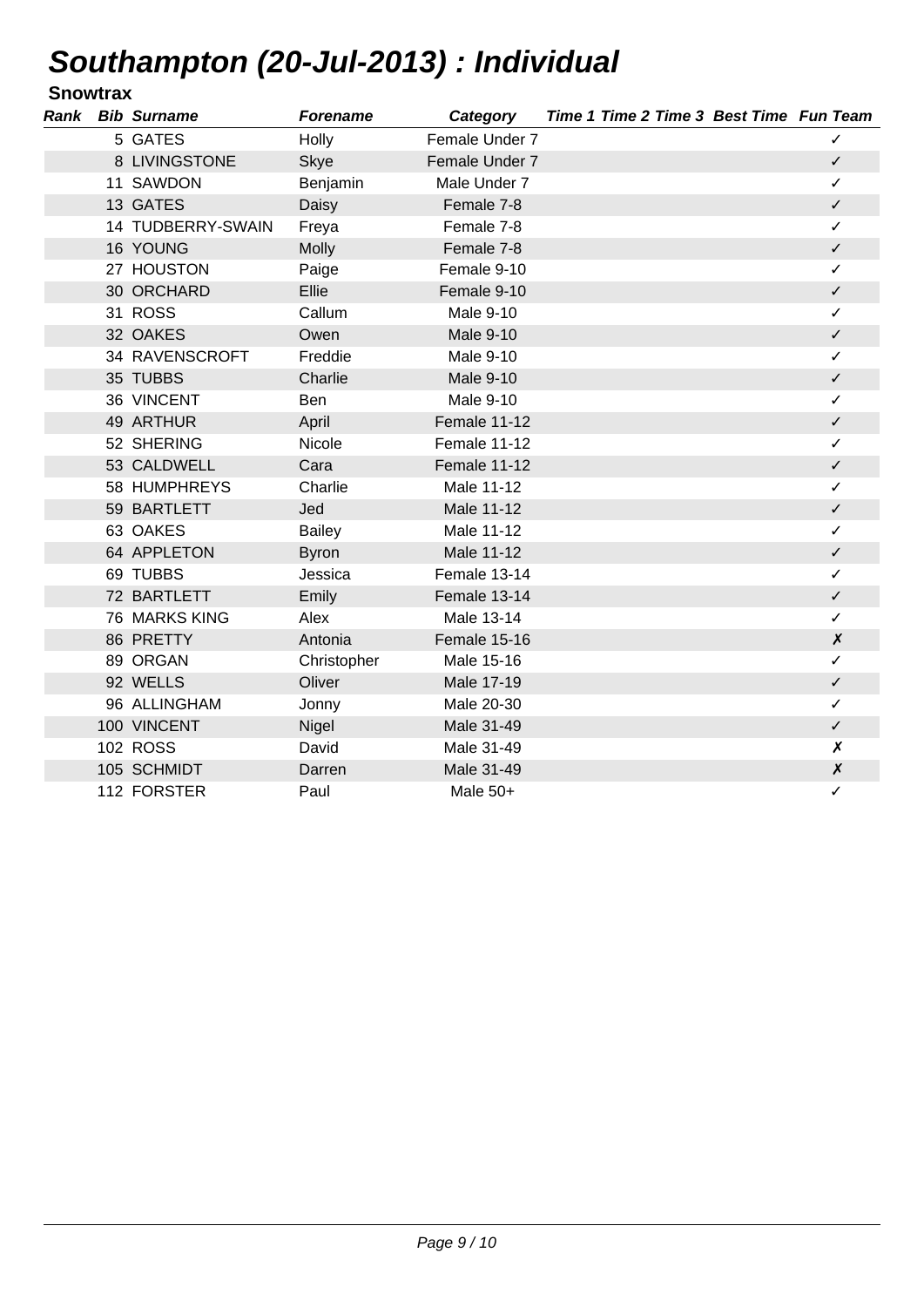# Southampton (20-Jul-2013) : Individual

## Snowtrax

| Rank | Bib | Surname | Forename | Category | Time 1 | Time 2 | Time 3 | Best Time | Fun Team |
|---|---|---|---|---|---|---|---|---|---|
| | 5 | GATES | Holly | Female Under 7 | | | | | ✓ |
| | 8 | LIVINGSTONE | Skye | Female Under 7 | | | | | ✓ |
| | 11 | SAWDON | Benjamin | Male Under 7 | | | | | ✓ |
| | 13 | GATES | Daisy | Female 7-8 | | | | | ✓ |
| | 14 | TUDBERRY-SWAIN | Freya | Female 7-8 | | | | | ✓ |
| | 16 | YOUNG | Molly | Female 7-8 | | | | | ✓ |
| | 27 | HOUSTON | Paige | Female 9-10 | | | | | ✓ |
| | 30 | ORCHARD | Ellie | Female 9-10 | | | | | ✓ |
| | 31 | ROSS | Callum | Male 9-10 | | | | | ✓ |
| | 32 | OAKES | Owen | Male 9-10 | | | | | ✓ |
| | 34 | RAVENSCROFT | Freddie | Male 9-10 | | | | | ✓ |
| | 35 | TUBBS | Charlie | Male 9-10 | | | | | ✓ |
| | 36 | VINCENT | Ben | Male 9-10 | | | | | ✓ |
| | 49 | ARTHUR | April | Female 11-12 | | | | | ✓ |
| | 52 | SHERING | Nicole | Female 11-12 | | | | | ✓ |
| | 53 | CALDWELL | Cara | Female 11-12 | | | | | ✓ |
| | 58 | HUMPHREYS | Charlie | Male 11-12 | | | | | ✓ |
| | 59 | BARTLETT | Jed | Male 11-12 | | | | | ✓ |
| | 63 | OAKES | Bailey | Male 11-12 | | | | | ✓ |
| | 64 | APPLETON | Byron | Male 11-12 | | | | | ✓ |
| | 69 | TUBBS | Jessica | Female 13-14 | | | | | ✓ |
| | 72 | BARTLETT | Emily | Female 13-14 | | | | | ✓ |
| | 76 | MARKS KING | Alex | Male 13-14 | | | | | ✓ |
| | 86 | PRETTY | Antonia | Female 15-16 | | | | | ✗ |
| | 89 | ORGAN | Christopher | Male 15-16 | | | | | ✓ |
| | 92 | WELLS | Oliver | Male 17-19 | | | | | ✓ |
| | 96 | ALLINGHAM | Jonny | Male 20-30 | | | | | ✓ |
| | 100 | VINCENT | Nigel | Male 31-49 | | | | | ✓ |
| | 102 | ROSS | David | Male 31-49 | | | | | ✗ |
| | 105 | SCHMIDT | Darren | Male 31-49 | | | | | ✗ |
| | 112 | FORSTER | Paul | Male 50+ | | | | | ✓ |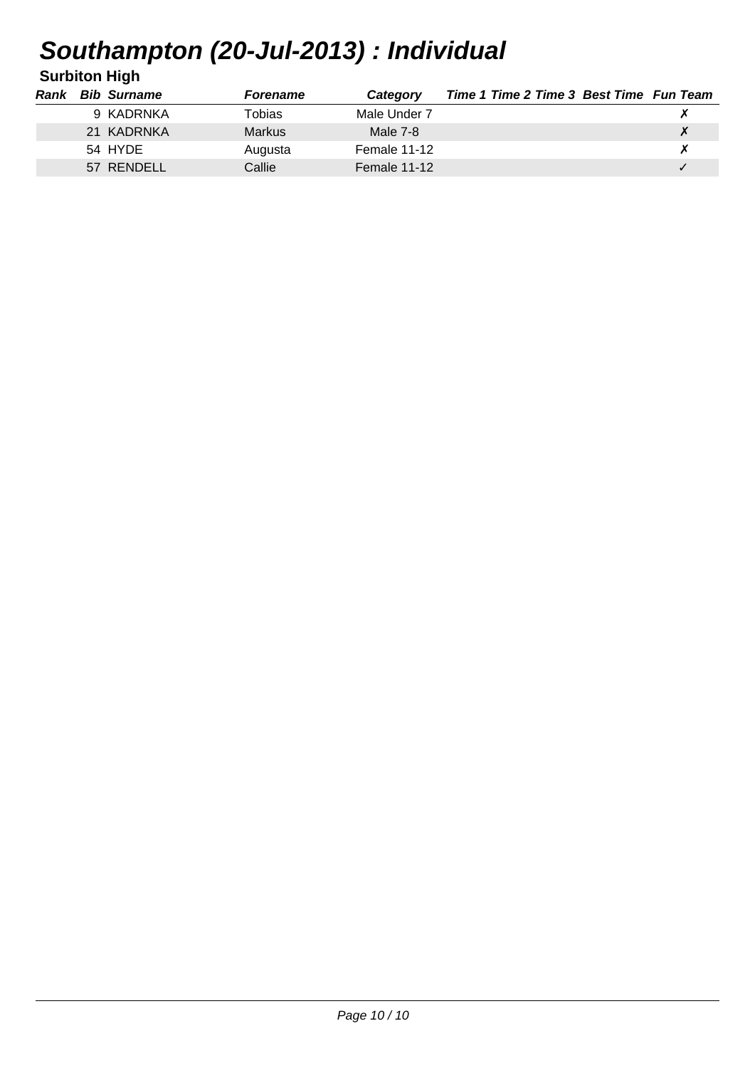# Southampton (20-Jul-2013) : Individual

## Surbiton High

| Rank | Bib | Surname | Forename | Category | Time 1 | Time 2 | Time 3 | Best Time | Fun Team |
|---|---|---|---|---|---|---|---|---|---|
| | 9 | KADRNKA | Tobias | Male Under 7 | | | | | ✗ |
| | 21 | KADRNKA | Markus | Male 7-8 | | | | | ✗ |
| | 54 | HYDE | Augusta | Female 11-12 | | | | | ✗ |
| | 57 | RENDELL | Callie | Female 11-12 | | | | | ✓ |